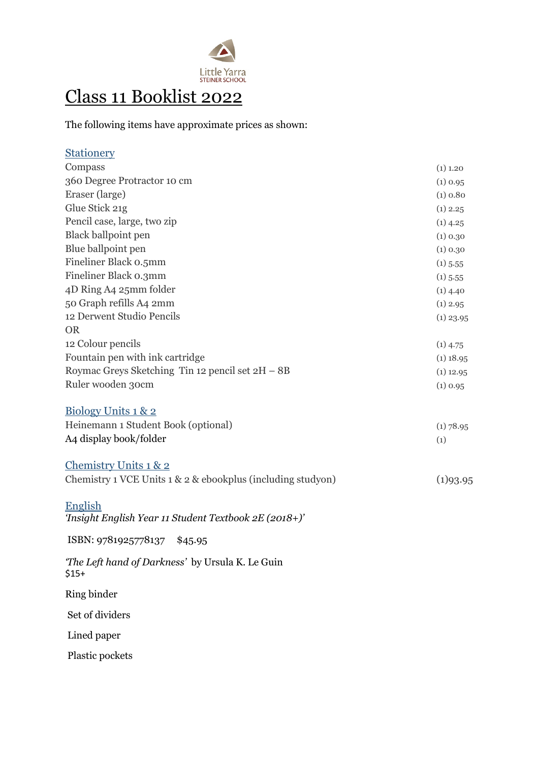Little Yarra
STEINER SCHOOL

# Class 11 Booklist 2022

The following items have approximate prices as shown:

## Stationery

| Item | Price |
|---|---|
| Compass | (1) 1.20 |
| 360 Degree Protractor 10 cm | (1) 0.95 |
| Eraser (large) | (1) 0.80 |
| Glue Stick 21g | (1) 2.25 |
| Pencil case, large, two zip | (1) 4.25 |
| Black ballpoint pen | (1) 0.30 |
| Blue ballpoint pen | (1) 0.30 |
| Fineliner Black 0.5mm | (1) 5.55 |
| Fineliner Black 0.3mm | (1) 5.55 |
| 4D Ring A4 25mm folder | (1) 4.40 |
| 50 Graph refills A4 2mm | (1) 2.95 |
| 12 Derwent Studio Pencils | (1) 23.95 |
| OR | |
| 12 Colour pencils | (1) 4.75 |
| Fountain pen with ink cartridge | (1) 18.95 |
| Roymac Greys Sketching Tin 12 pencil set 2H – 8B | (1) 12.95 |
| Ruler wooden 30cm | (1) 0.95 |

## Biology Units 1 & 2

| Item | Price |
|---|---|
| Heinemann 1 Student Book (optional) | (1) 78.95 |
| A4 display book/folder | (1) |

## Chemistry Units 1 & 2

| Item | Price |
|---|---|
| Chemistry 1 VCE Units 1 & 2 & ebookplus (including studyon) | (1)93.95 |

## English

*'Insight English Year 11 Student Textbook 2E (2018+)'*

ISBN: 9781925778137 $45.95

*'The Left hand of Darkness'* by Ursula K. Le Guin
$15+

Ring binder

Set of dividers

Lined paper

Plastic pockets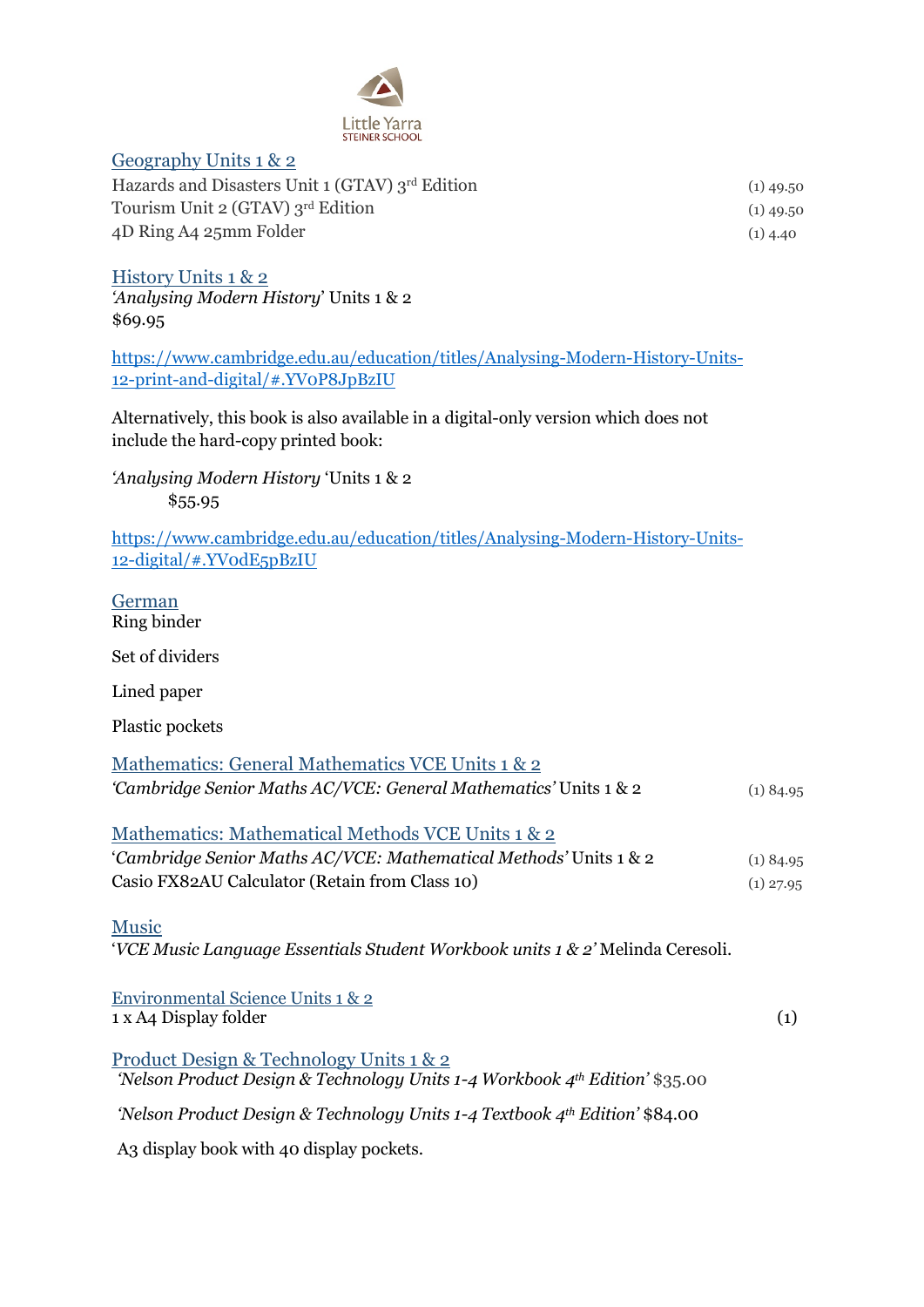Little Yarra STEINER SCHOOL

## Geography Units 1 & 2

| | |
|---|---|
| Hazards and Disasters Unit 1 (GTAV) 3rd Edition | (1) 49.50 |
| Tourism Unit 2 (GTAV) 3rd Edition | (1) 49.50 |
| 4D Ring A4 25mm Folder | (1) 4.40 |

## History Units 1 & 2

*'Analysing Modern History'* Units 1 & 2
$69.95

https://www.cambridge.edu.au/education/titles/Analysing-Modern-History-Units-12-print-and-digital/#.YV0P8JpBzIU

Alternatively, this book is also available in a digital-only version which does not include the hard-copy printed book:

*'Analysing Modern History* 'Units 1 & 2
$55.95

https://www.cambridge.edu.au/education/titles/Analysing-Modern-History-Units-12-digital/#.YV0dE5pBzIU

## German

Ring binder

Set of dividers

Lined paper

Plastic pockets

## Mathematics: General Mathematics VCE Units 1 & 2

| | |
|---|---|
| *'Cambridge Senior Maths AC/VCE: General Mathematics'* Units 1 & 2 | (1) 84.95 |

## Mathematics: Mathematical Methods VCE Units 1 & 2

| | |
|---|---|
| '*Cambridge Senior Maths AC/VCE: Mathematical Methods'* Units 1 & 2 | (1) 84.95 |
| Casio FX82AU Calculator (Retain from Class 10) | (1) 27.95 |

## Music

'*VCE Music Language Essentials Student Workbook units 1 & 2'* Melinda Ceresoli.

## Environmental Science Units 1 & 2

| | |
|---|---|
| 1 x A4 Display folder | (1) |

## Product Design & Technology Units 1 & 2

*'Nelson Product Design & Technology Units 1-4 Workbook 4th Edition'* $35.00

*'Nelson Product Design & Technology Units 1-4 Textbook 4th Edition'* $84.00

A3 display book with 40 display pockets.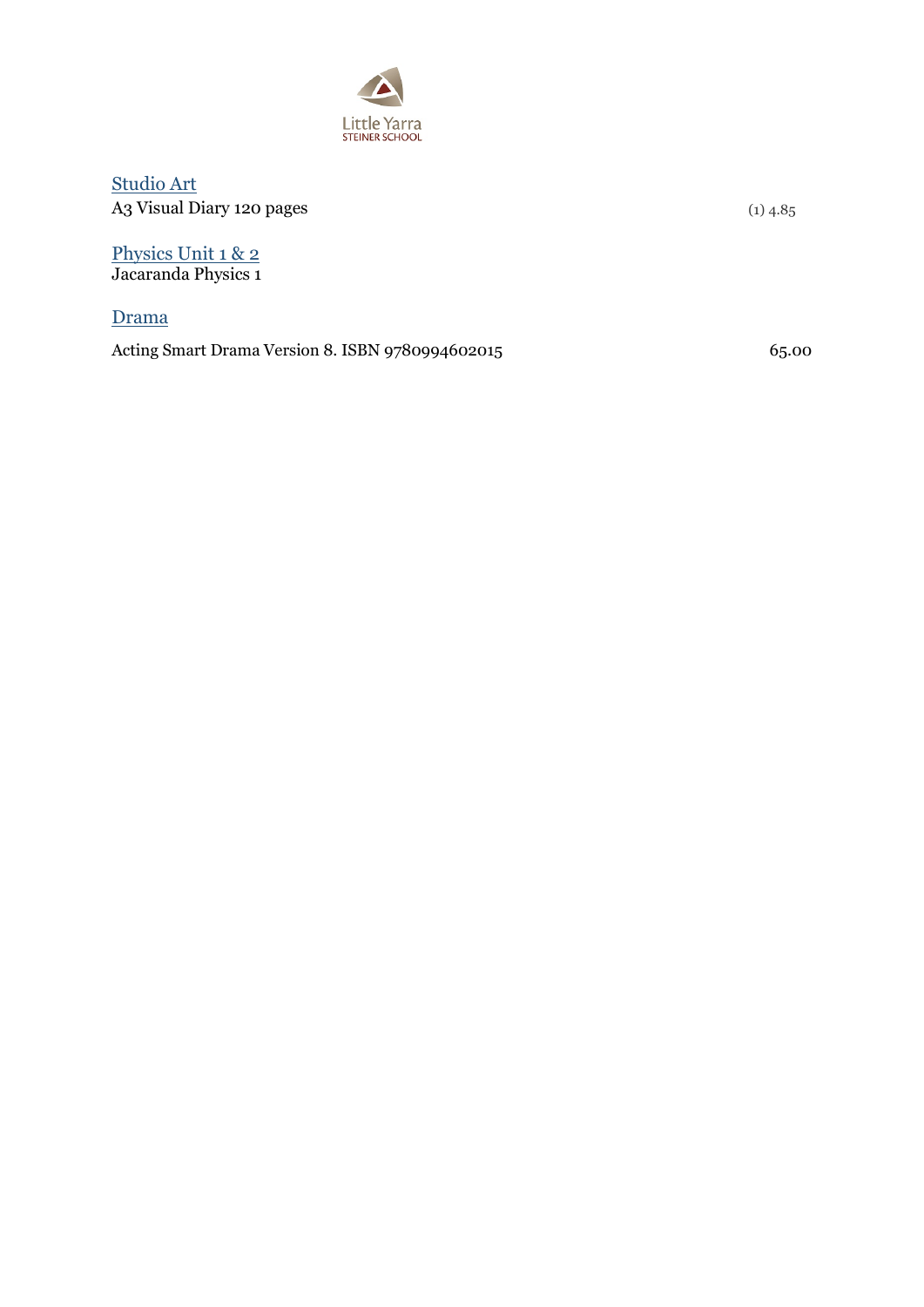Little Yarra
STEINER SCHOOL

Studio Art

A3 Visual Diary 120 pages (1) 4.85

Physics Unit 1 & 2

Jacaranda Physics 1

Drama

Acting Smart Drama Version 8. ISBN 9780994602015 65.00